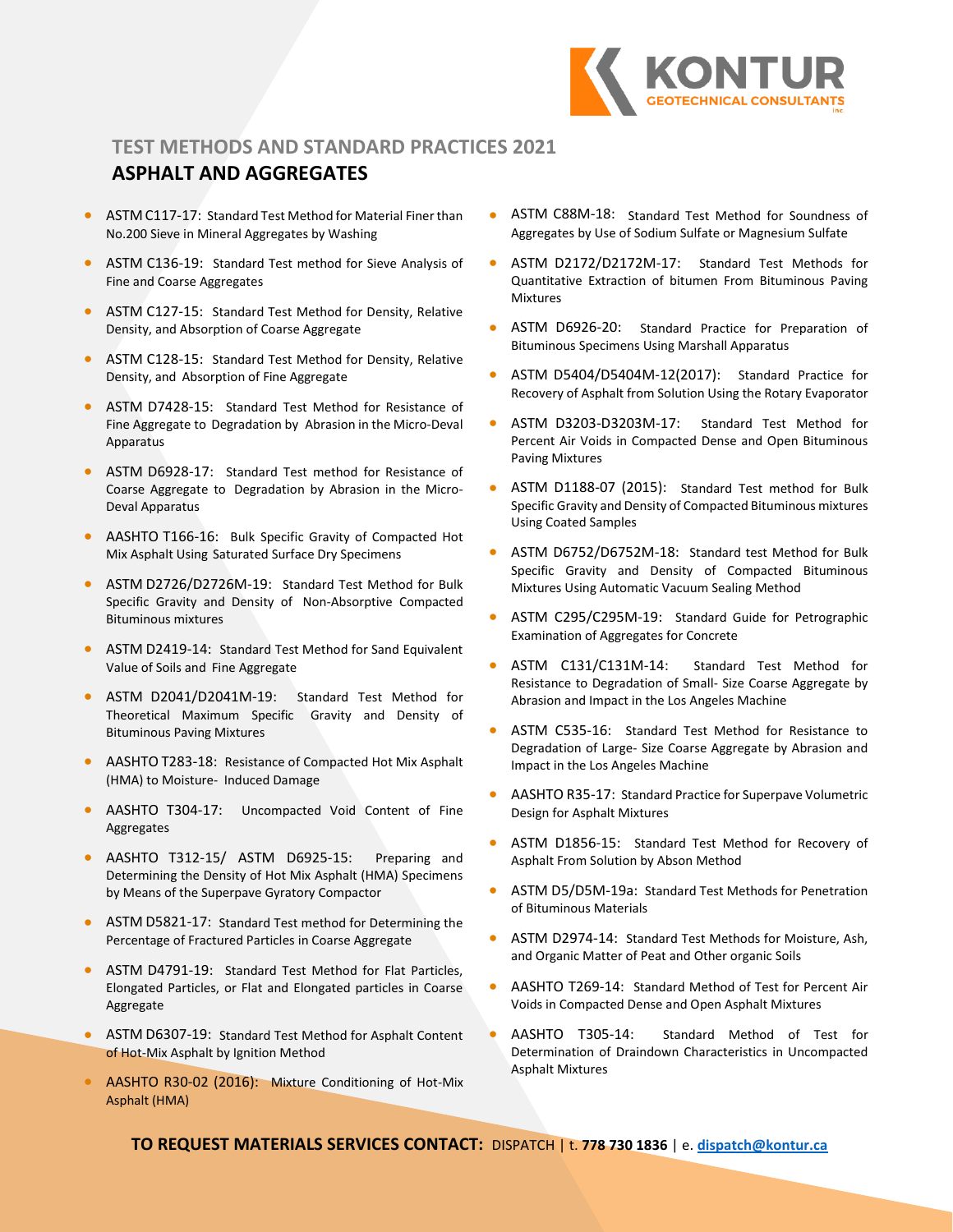KONTUR GEOTECHNICAL CONSULTANTS inc

## TEST METHODS AND STANDARD PRACTICES 2021

# ASPHALT AND AGGREGATES

- ASTM C117-17: Standard Test Method for Material Finer than No.200 Sieve in Mineral Aggregates by Washing
- ASTM C136-19: Standard Test method for Sieve Analysis of Fine and Coarse Aggregates
- ASTM C127-15: Standard Test Method for Density, Relative Density, and Absorption of Coarse Aggregate
- ASTM C128-15: Standard Test Method for Density, Relative Density, and Absorption of Fine Aggregate
- ASTM D7428-15: Standard Test Method for Resistance of Fine Aggregate to Degradation by Abrasion in the Micro-Deval Apparatus
- ASTM D6928-17: Standard Test method for Resistance of Coarse Aggregate to Degradation by Abrasion in the Micro-Deval Apparatus
- AASHTO T166-16: Bulk Specific Gravity of Compacted Hot Mix Asphalt Using Saturated Surface Dry Specimens
- ASTM D2726/D2726M-19: Standard Test Method for Bulk Specific Gravity and Density of Non-Absorptive Compacted Bituminous mixtures
- ASTM D2419-14: Standard Test Method for Sand Equivalent Value of Soils and Fine Aggregate
- ASTM D2041/D2041M-19: Standard Test Method for Theoretical Maximum Specific Gravity and Density of Bituminous Paving Mixtures
- AASHTO T283-18: Resistance of Compacted Hot Mix Asphalt (HMA) to Moisture- Induced Damage
- AASHTO T304-17: Uncompacted Void Content of Fine Aggregates
- AASHTO T312-15/ ASTM D6925-15: Preparing and Determining the Density of Hot Mix Asphalt (HMA) Specimens by Means of the Superpave Gyratory Compactor
- ASTM D5821-17: Standard Test method for Determining the Percentage of Fractured Particles in Coarse Aggregate
- ASTM D4791-19: Standard Test Method for Flat Particles, Elongated Particles, or Flat and Elongated particles in Coarse Aggregate
- ASTM D6307-19: Standard Test Method for Asphalt Content of Hot-Mix Asphalt by Ignition Method
- AASHTO R30-02 (2016): Mixture Conditioning of Hot-Mix Asphalt (HMA)
- ASTM C88M-18: Standard Test Method for Soundness of Aggregates by Use of Sodium Sulfate or Magnesium Sulfate
- ASTM D2172/D2172M-17: Standard Test Methods for Quantitative Extraction of bitumen From Bituminous Paving Mixtures
- ASTM D6926-20: Standard Practice for Preparation of Bituminous Specimens Using Marshall Apparatus
- ASTM D5404/D5404M-12(2017): Standard Practice for Recovery of Asphalt from Solution Using the Rotary Evaporator
- ASTM D3203-D3203M-17: Standard Test Method for Percent Air Voids in Compacted Dense and Open Bituminous Paving Mixtures
- ASTM D1188-07 (2015): Standard Test method for Bulk Specific Gravity and Density of Compacted Bituminous mixtures Using Coated Samples
- ASTM D6752/D6752M-18: Standard test Method for Bulk Specific Gravity and Density of Compacted Bituminous Mixtures Using Automatic Vacuum Sealing Method
- ASTM C295/C295M-19: Standard Guide for Petrographic Examination of Aggregates for Concrete
- ASTM C131/C131M-14: Standard Test Method for Resistance to Degradation of Small- Size Coarse Aggregate by Abrasion and Impact in the Los Angeles Machine
- ASTM C535-16: Standard Test Method for Resistance to Degradation of Large- Size Coarse Aggregate by Abrasion and Impact in the Los Angeles Machine
- AASHTO R35-17: Standard Practice for Superpave Volumetric Design for Asphalt Mixtures
- ASTM D1856-15: Standard Test Method for Recovery of Asphalt From Solution by Abson Method
- ASTM D5/D5M-19a: Standard Test Methods for Penetration of Bituminous Materials
- ASTM D2974-14: Standard Test Methods for Moisture, Ash, and Organic Matter of Peat and Other organic Soils
- AASHTO T269-14: Standard Method of Test for Percent Air Voids in Compacted Dense and Open Asphalt Mixtures
- AASHTO T305-14: Standard Method of Test for Determination of Draindown Characteristics in Uncompacted Asphalt Mixtures

**TO REQUEST MATERIALS SERVICES CONTACT:** DISPATCH | t. **778 730 1836** | e. **dispatch@kontur.ca**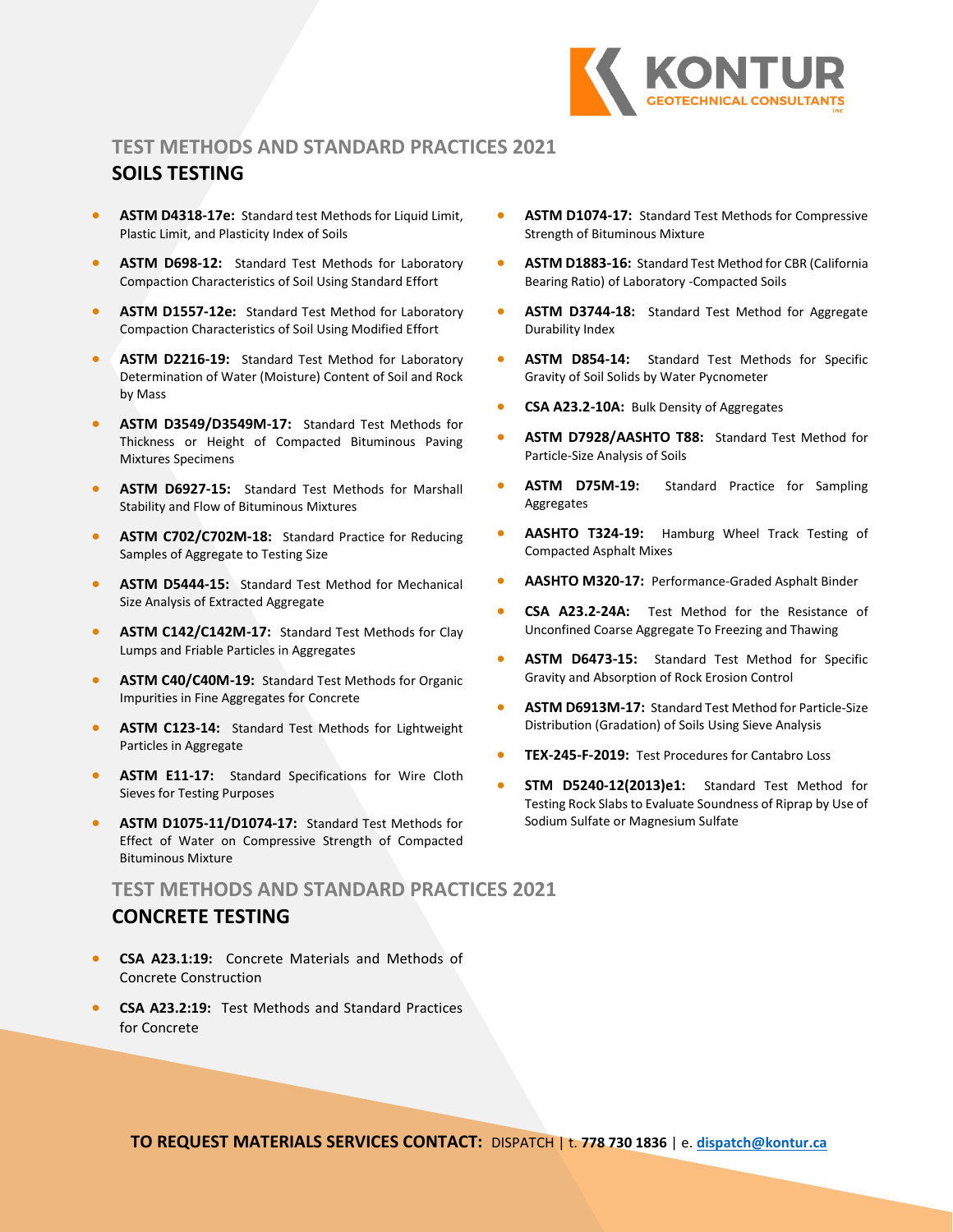## TEST METHODS AND STANDARD PRACTICES 2021

## SOILS TESTING

- **ASTM D4318-17e:** Standard test Methods for Liquid Limit, Plastic Limit, and Plasticity Index of Soils
- **ASTM D698-12:** Standard Test Methods for Laboratory Compaction Characteristics of Soil Using Standard Effort
- **ASTM D1557-12e:** Standard Test Method for Laboratory Compaction Characteristics of Soil Using Modified Effort
- **ASTM D2216-19:** Standard Test Method for Laboratory Determination of Water (Moisture) Content of Soil and Rock by Mass
- **ASTM D3549/D3549M-17:** Standard Test Methods for Thickness or Height of Compacted Bituminous Paving Mixtures Specimens
- **ASTM D6927-15:** Standard Test Methods for Marshall Stability and Flow of Bituminous Mixtures
- **ASTM C702/C702M-18:** Standard Practice for Reducing Samples of Aggregate to Testing Size
- **ASTM D5444-15:** Standard Test Method for Mechanical Size Analysis of Extracted Aggregate
- **ASTM C142/C142M-17:** Standard Test Methods for Clay Lumps and Friable Particles in Aggregates
- **ASTM C40/C40M-19:** Standard Test Methods for Organic Impurities in Fine Aggregates for Concrete
- **ASTM C123-14:** Standard Test Methods for Lightweight Particles in Aggregate
- **ASTM E11-17:** Standard Specifications for Wire Cloth Sieves for Testing Purposes
- **ASTM D1075-11/D1074-17:** Standard Test Methods for Effect of Water on Compressive Strength of Compacted Bituminous Mixture
- **ASTM D1074-17:** Standard Test Methods for Compressive Strength of Bituminous Mixture
- **ASTM D1883-16:** Standard Test Method for CBR (California Bearing Ratio) of Laboratory -Compacted Soils
- **ASTM D3744-18:** Standard Test Method for Aggregate Durability Index
- **ASTM D854-14:** Standard Test Methods for Specific Gravity of Soil Solids by Water Pycnometer
- **CSA A23.2-10A:** Bulk Density of Aggregates
- **ASTM D7928/AASHTO T88:** Standard Test Method for Particle-Size Analysis of Soils
- **ASTM D75M-19:** Standard Practice for Sampling Aggregates
- **AASHTO T324-19:** Hamburg Wheel Track Testing of Compacted Asphalt Mixes
- **AASHTO M320-17:** Performance-Graded Asphalt Binder
- **CSA A23.2-24A:** Test Method for the Resistance of Unconfined Coarse Aggregate To Freezing and Thawing
- **ASTM D6473-15:** Standard Test Method for Specific Gravity and Absorption of Rock Erosion Control
- **ASTM D6913M-17:** Standard Test Method for Particle-Size Distribution (Gradation) of Soils Using Sieve Analysis
- **TEX-245-F-2019:** Test Procedures for Cantabro Loss
- **STM D5240-12(2013)e1:** Standard Test Method for Testing Rock Slabs to Evaluate Soundness of Riprap by Use of Sodium Sulfate or Magnesium Sulfate

## TEST METHODS AND STANDARD PRACTICES 2021

## CONCRETE TESTING

- **CSA A23.1:19:** Concrete Materials and Methods of Concrete Construction
- **CSA A23.2:19:** Test Methods and Standard Practices for Concrete

**TO REQUEST MATERIALS SERVICES CONTACT:** DISPATCH | t. **778 730 1836** | e. **dispatch@kontur.ca**